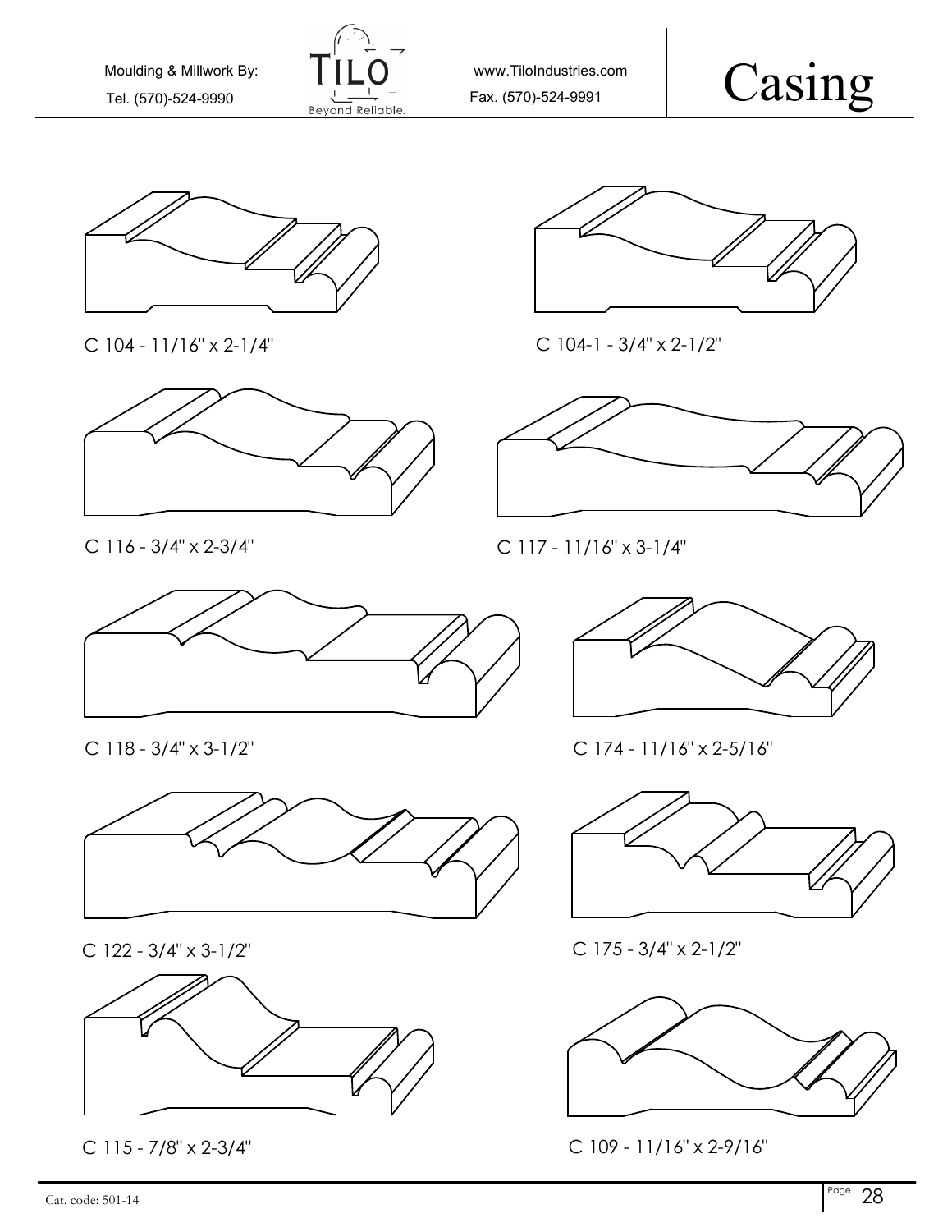Moulding & Millwork By: TILO Beyond Reliable.

Tel. (570)-524-9990

www.TiloIndustries.com

Fax. (570)-524-9991

# Casing

C 104 - 11/16" x 2-1/4"

C 104-1 - 3/4" x 2-1/2"

C 116 - 3/4" x 2-3/4"

C 117 - 11/16" x 3-1/4"

C 118 - 3/4" x 3-1/2"

C 174 - 11/16" x 2-5/16"

C 122 - 3/4" x 3-1/2"

C 175 - 3/4" x 2-1/2"

C 115 - 7/8" x 2-3/4"

C 109 - 11/16" x 2-9/16"

Cat. code: 501-14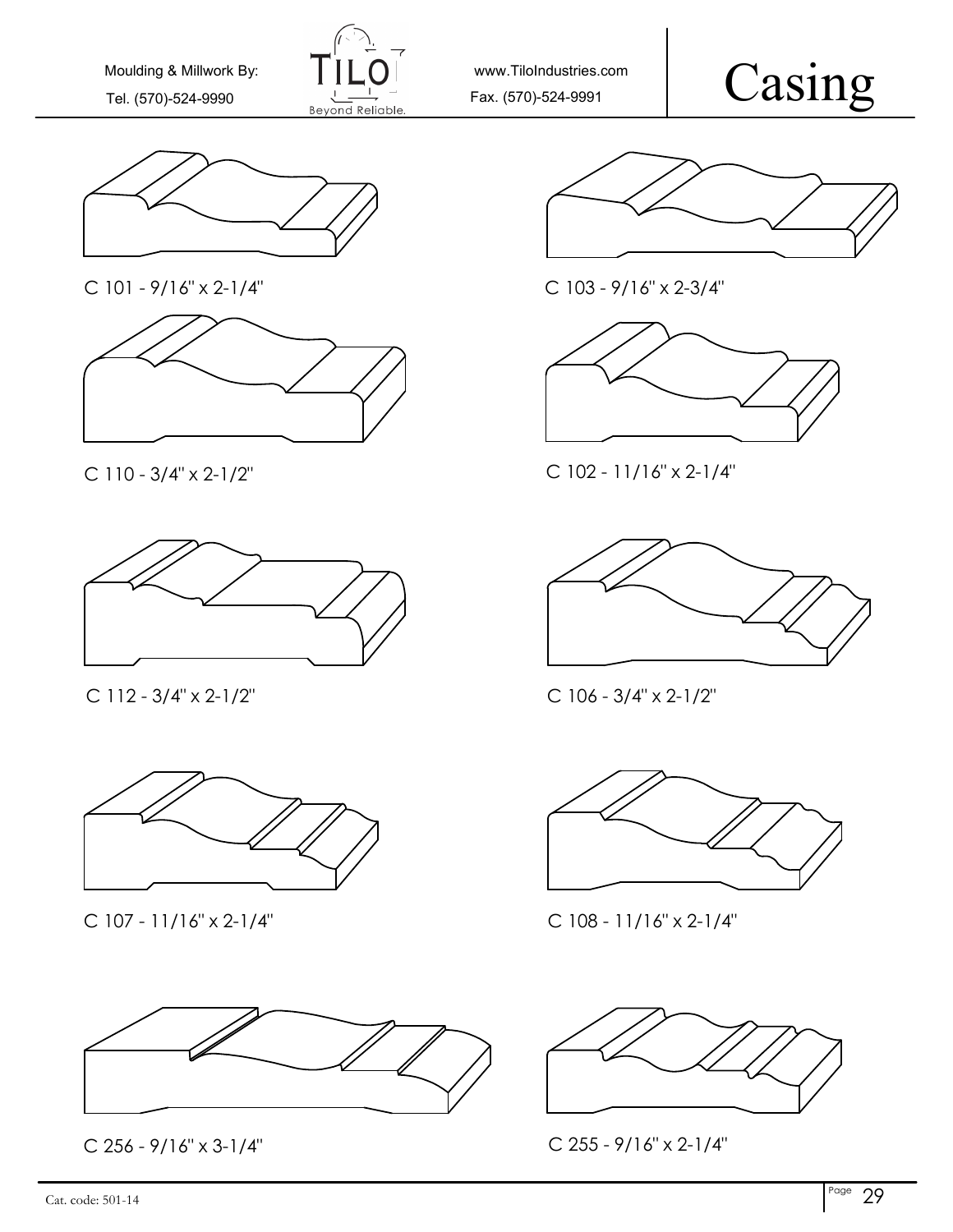Moulding & Millwork By: www.TiloIndustries.com

Tel. (570)-524-9990 Fax. (570)-524-9991

# Casing

C 101 - 9/16" x 2-1/4"

C 103 - 9/16" x 2-3/4"

C 110 - 3/4" x 2-1/2"

C 102 - 11/16" x 2-1/4"

C 112 - 3/4" x 2-1/2"

C 106 - 3/4" x 2-1/2"

C 107 - 11/16" x 2-1/4"

C 108 - 11/16" x 2-1/4"

C 256 - 9/16" x 3-1/4"

C 255 - 9/16" x 2-1/4"

Cat. code: 501-14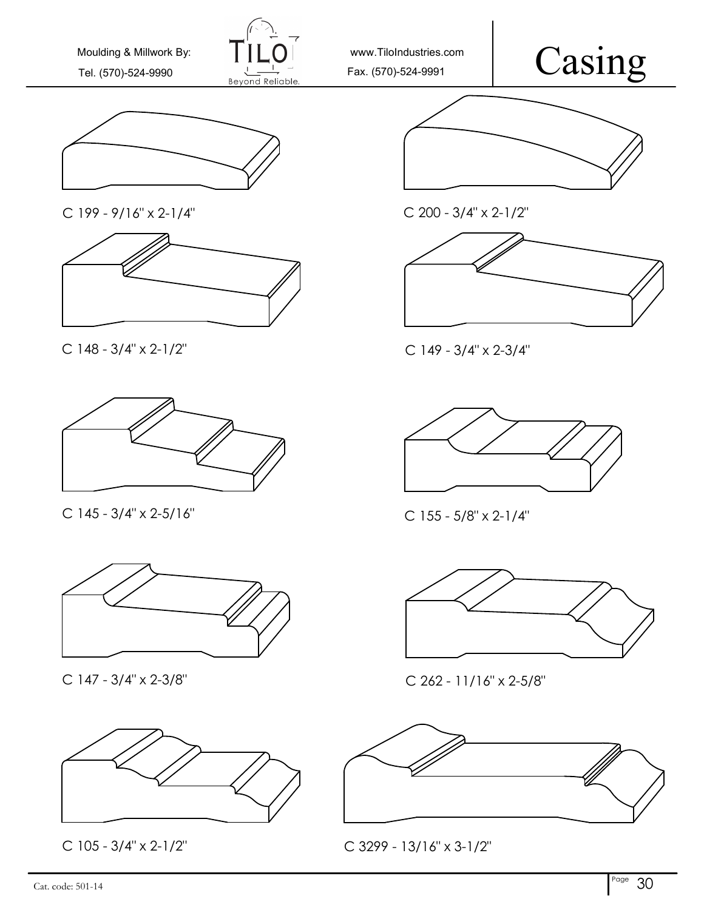Moulding & Millwork By: TILO Beyond Reliable.

Tel. (570)-524-9990

www.TiloIndustries.com

Fax. (570)-524-9991

# Casing

C 199 - 9/16" x 2-1/4"

C 200 - 3/4" x 2-1/2"

C 148 - 3/4" x 2-1/2"

C 149 - 3/4" x 2-3/4"

C 145 - 3/4" x 2-5/16"

C 155 - 5/8" x 2-1/4"

C 147 - 3/4" x 2-3/8"

C 262 - 11/16" x 2-5/8"

C 105 - 3/4" x 2-1/2"

C 3299 - 13/16" x 3-1/2"

Cat. code: 501-14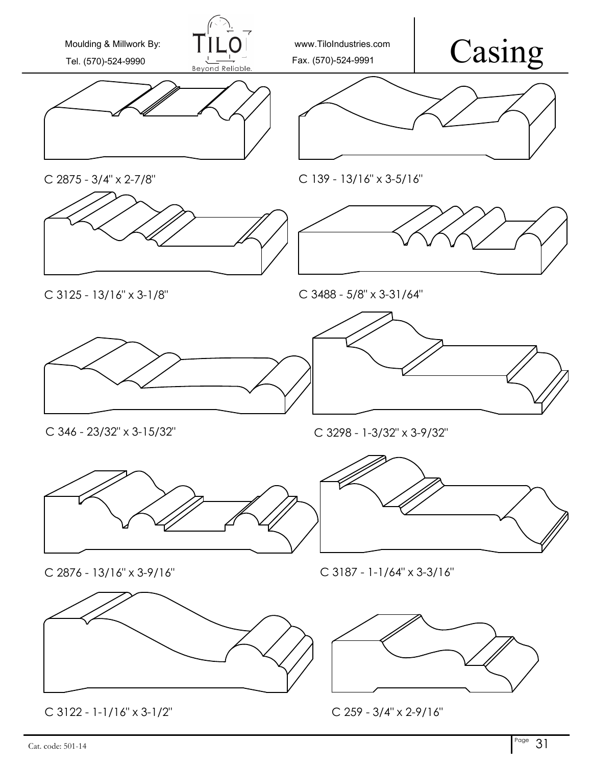# Casing

C 2875 - 3/4" x 2-7/8"

C 139 - 13/16" x 3-5/16"

C 3125 - 13/16" x 3-1/8"

C 3488 - 5/8" x 3-31/64"

C 346 - 23/32" x 3-15/32"

C 3298 - 1-3/32" x 3-9/32"

C 2876 - 13/16" x 3-9/16"

C 3187 - 1-1/64" x 3-3/16"

C 3122 - 1-1/16" x 3-1/2"

C 259 - 3/4" x 2-9/16"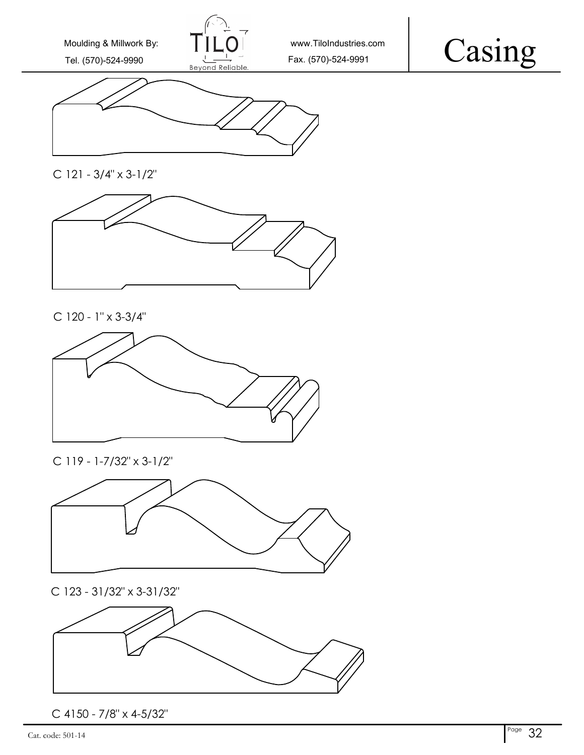# Casing

Moulding & Millwork By: TILO Beyond Reliable.

Tel. (570)-524-9990

www.TiloIndustries.com

Fax. (570)-524-9991

C 121 - 3/4" x 3-1/2"

C 120 - 1" x 3-3/4"

C 119 - 1-7/32" x 3-1/2"

C 123 - 31/32" x 3-31/32"

C 4150 - 7/8" x 4-5/32"

Cat. code: 501-14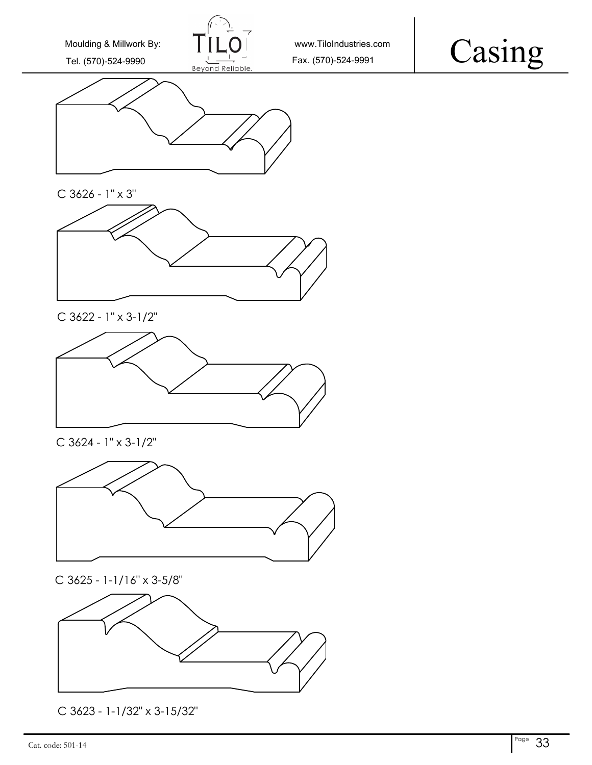# Casing

Moulding & Millwork By: TILO Beyond Reliable.

Tel. (570)-524-9990

www.TiloIndustries.com

Fax. (570)-524-9991

C 3626 - 1" x 3"

C 3622 - 1" x 3-1/2"

C 3624 - 1" x 3-1/2"

C 3625 - 1-1/16" x 3-5/8"

C 3623 - 1-1/32" x 3-15/32"

Cat. code: 501-14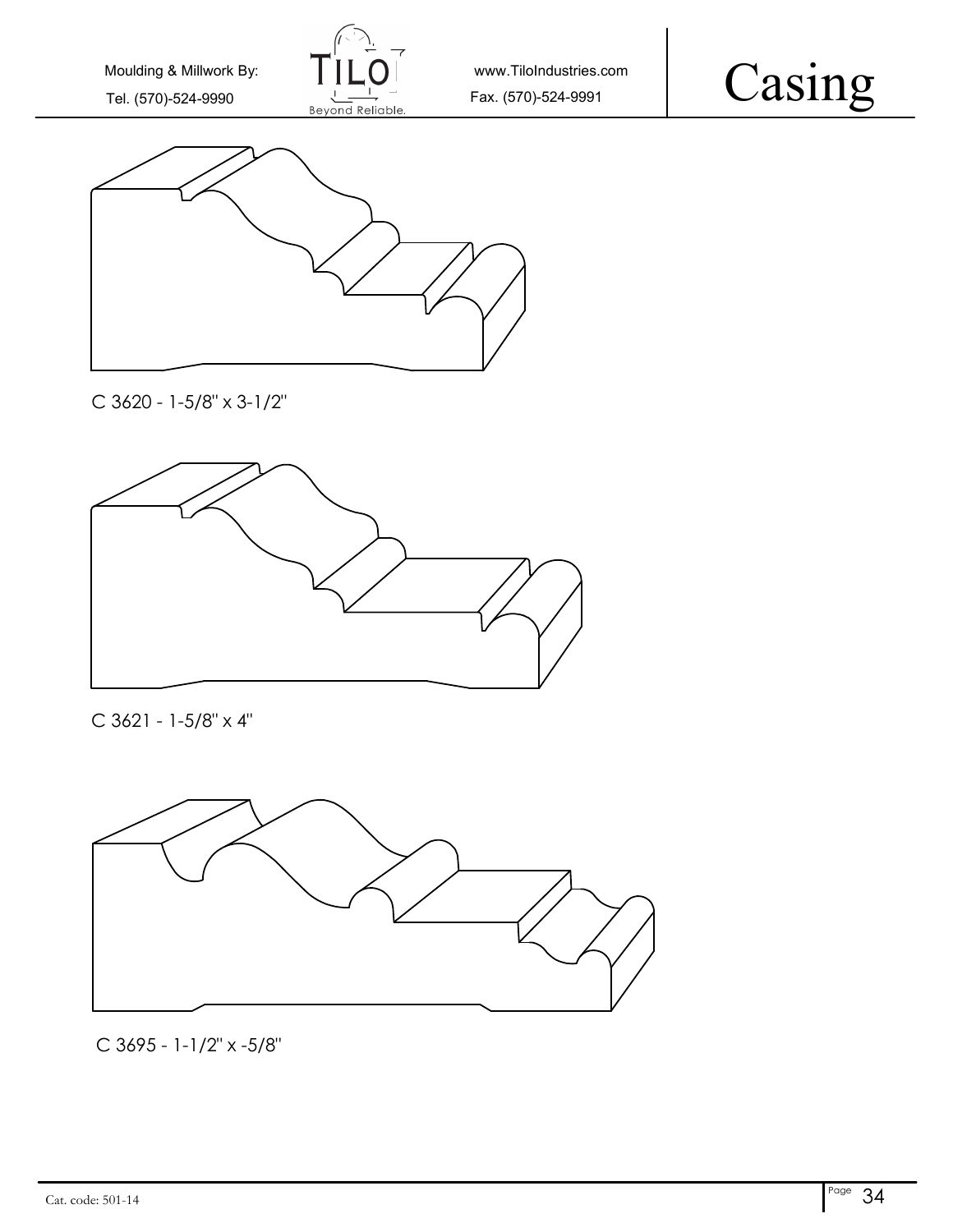# Casing

C 3620 - 1-5/8" x 3-1/2"

C 3621 - 1-5/8" x 4"

C 3695 - 1-1/2" x -5/8"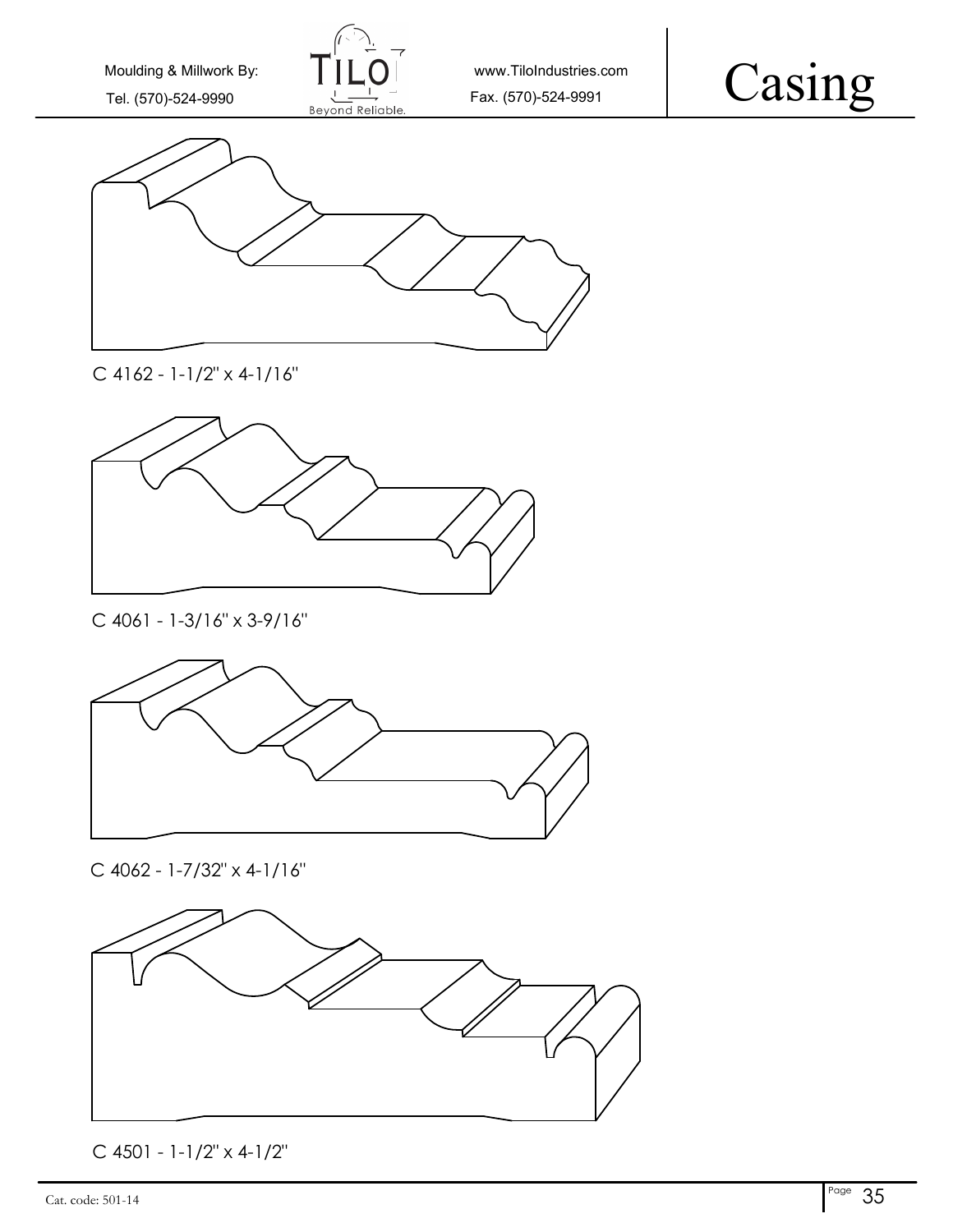Moulding & Millwork By: TILO Beyond Reliable. www.TiloIndustries.com

Tel. (570)-524-9990 Fax. (570)-524-9991

# Casing

C 4162 - 1-1/2" x 4-1/16"

C 4061 - 1-3/16" x 3-9/16"

C 4062 - 1-7/32" x 4-1/16"

C 4501 - 1-1/2" x 4-1/2"

Cat. code: 501-14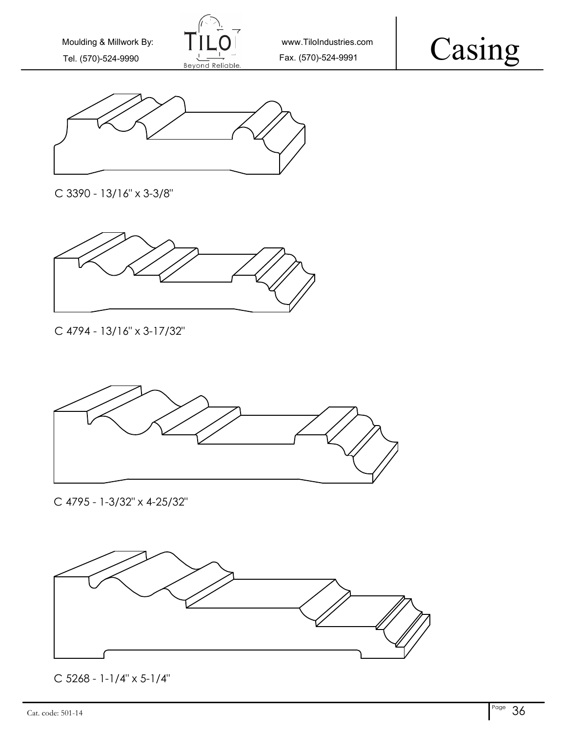# Casing

C 3390 - 13/16" x 3-3/8"

C 4794 - 13/16" x 3-17/32"

C 4795 - 1-3/32" x 4-25/32"

C 5268 - 1-1/4" x 5-1/4"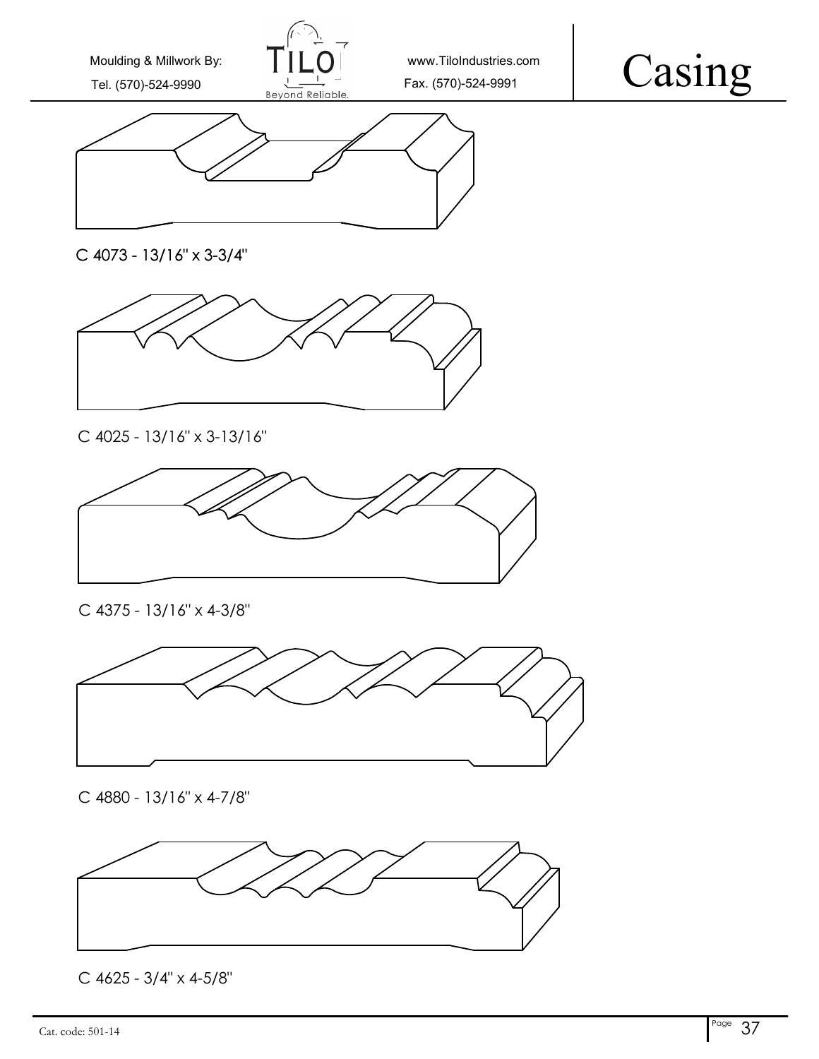# Casing

Moulding & Millwork By: TILO Beyond Reliable.

Tel. (570)-524-9990

www.TiloIndustries.com

Fax. (570)-524-9991

C 4073 - 13/16" x 3-3/4"

C 4025 - 13/16" x 3-13/16"

C 4375 - 13/16" x 4-3/8"

C 4880 - 13/16" x 4-7/8"

C 4625 - 3/4" x 4-5/8"

Cat. code: 501-14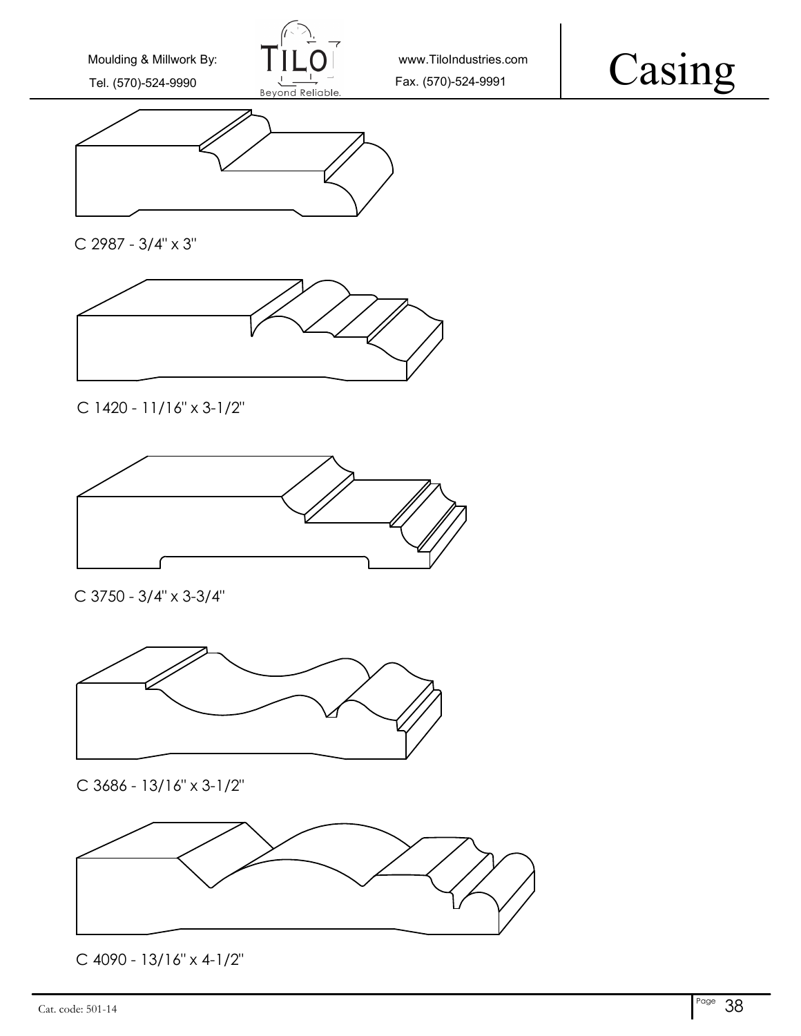# Casing

C 2987 - 3/4" x 3"

C 1420 - 11/16" x 3-1/2"

C 3750 - 3/4" x 3-3/4"

C 3686 - 13/16" x 3-1/2"

C 4090 - 13/16" x 4-1/2"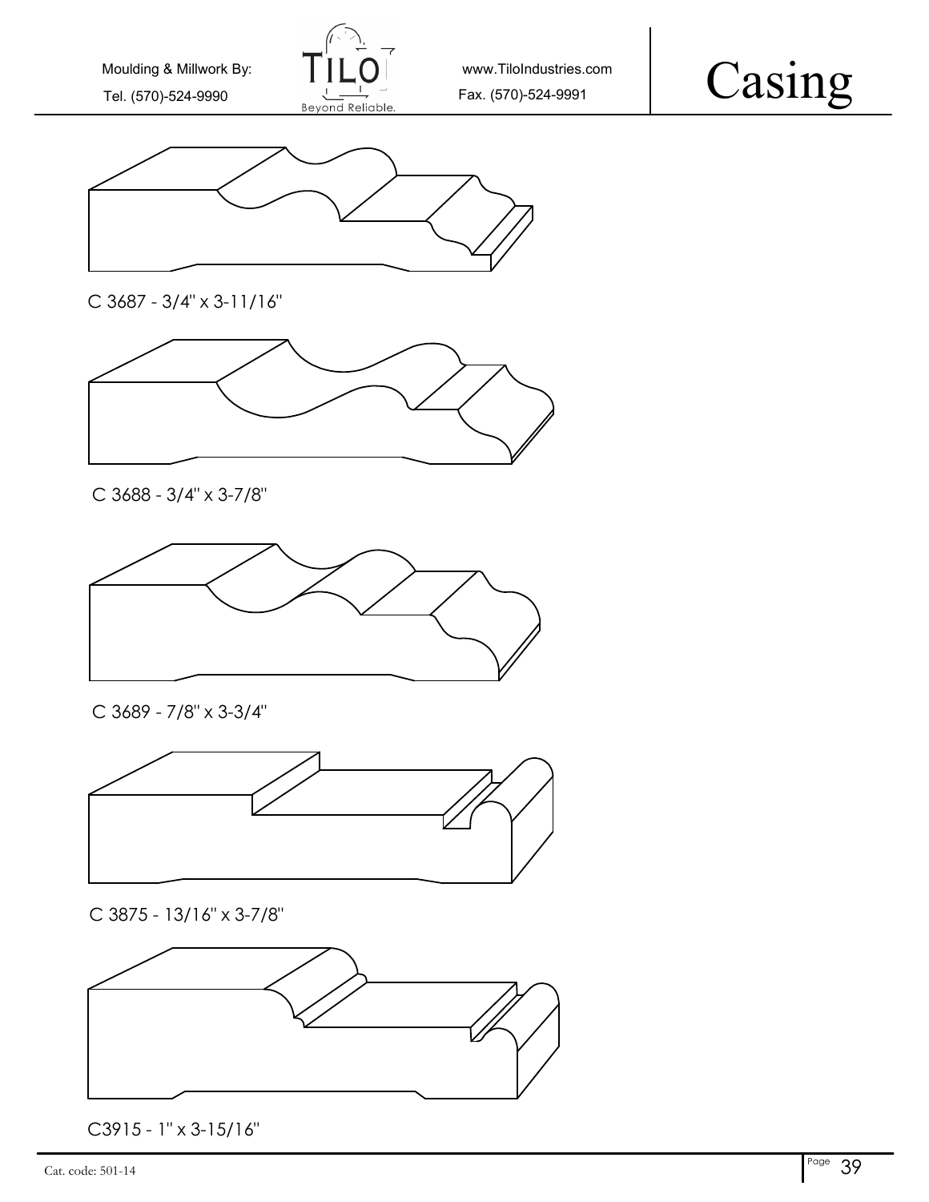Moulding & Millwork By:

Tel. (570)-524-9990

www.TiloIndustries.com

Fax. (570)-524-9991

# Casing

C 3687 - 3/4" x 3-11/16"

C 3688 - 3/4" x 3-7/8"

C 3689 - 7/8" x 3-3/4"

C 3875 - 13/16" x 3-7/8"

C3915 - 1" x 3-15/16"

Cat. code: 501-14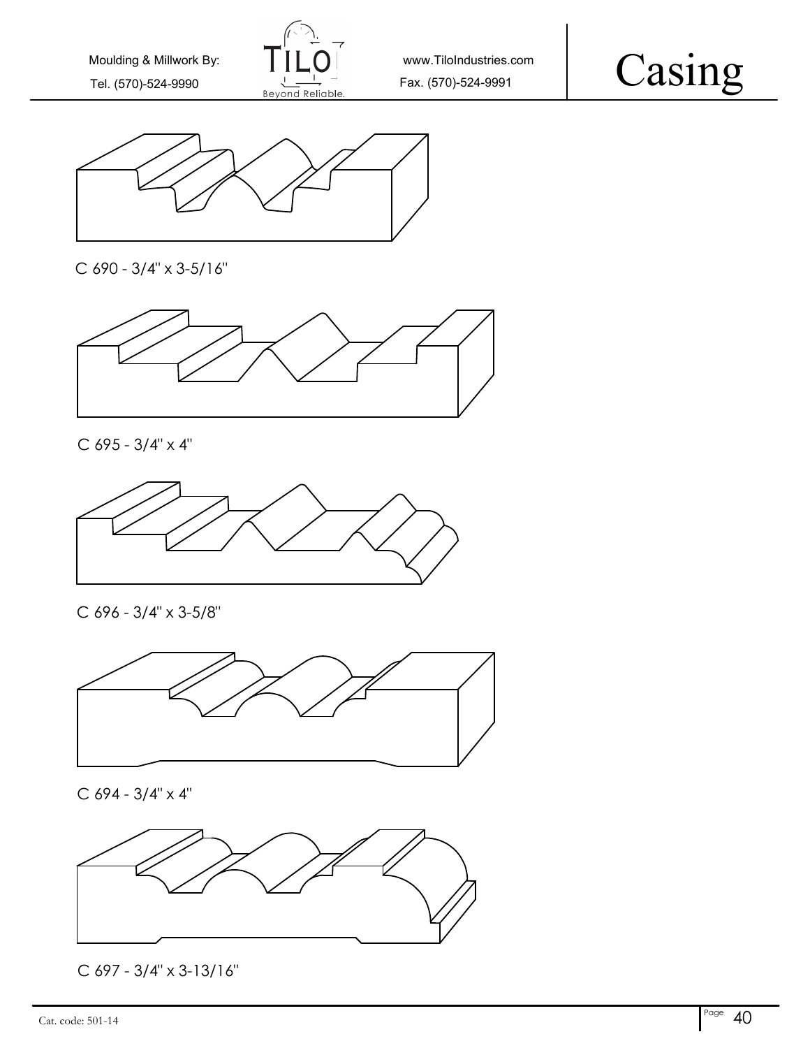# Casing

C 690 - 3/4" x 3-5/16"

C 695 - 3/4" x 4"

C 696 - 3/4" x 3-5/8"

C 694 - 3/4" x 4"

C 697 - 3/4" x 3-13/16"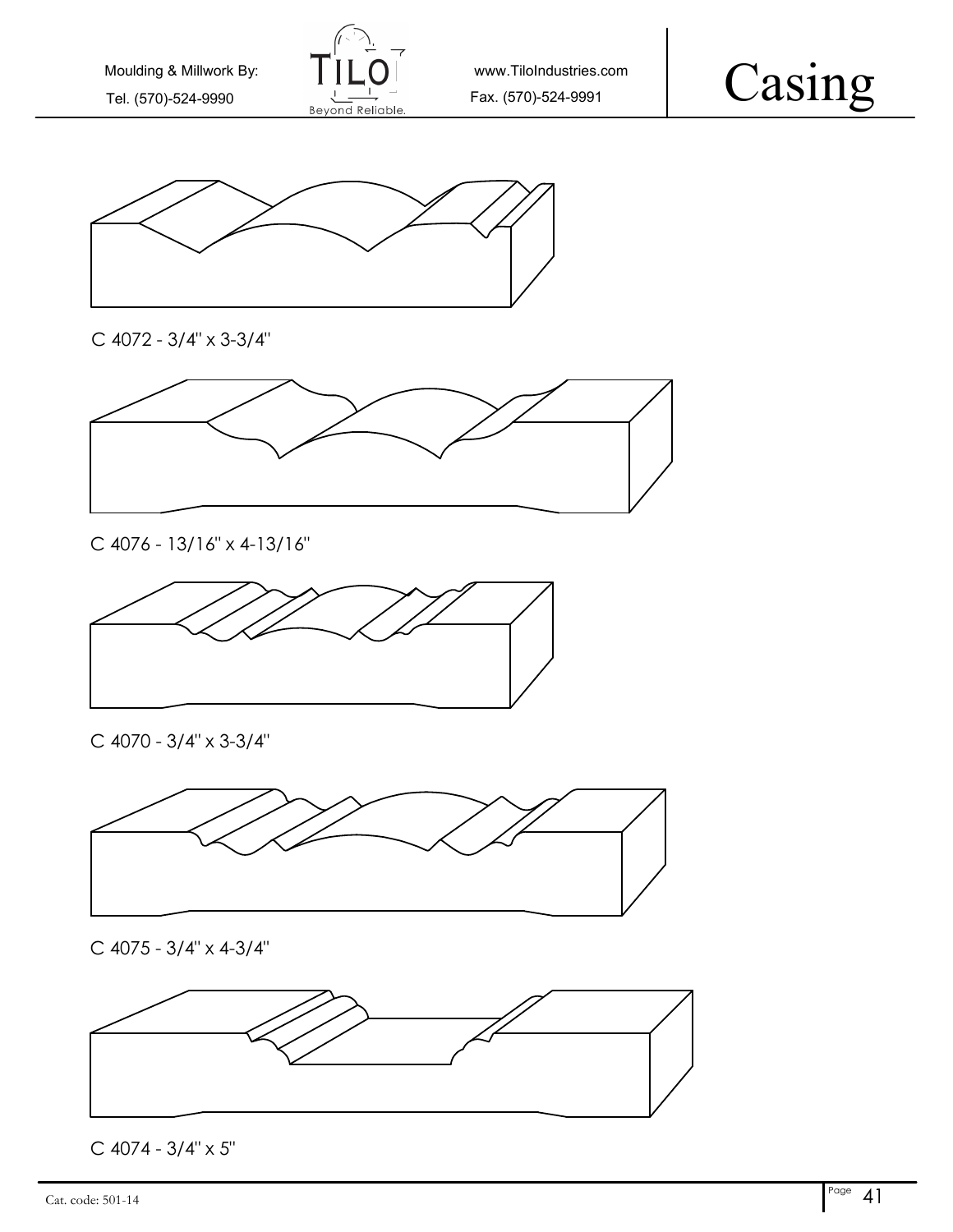# Casing

C 4072 - 3/4" x 3-3/4"

C 4076 - 13/16" x 4-13/16"

C 4070 - 3/4" x 3-3/4"

C 4075 - 3/4" x 4-3/4"

C 4074 - 3/4" x 5"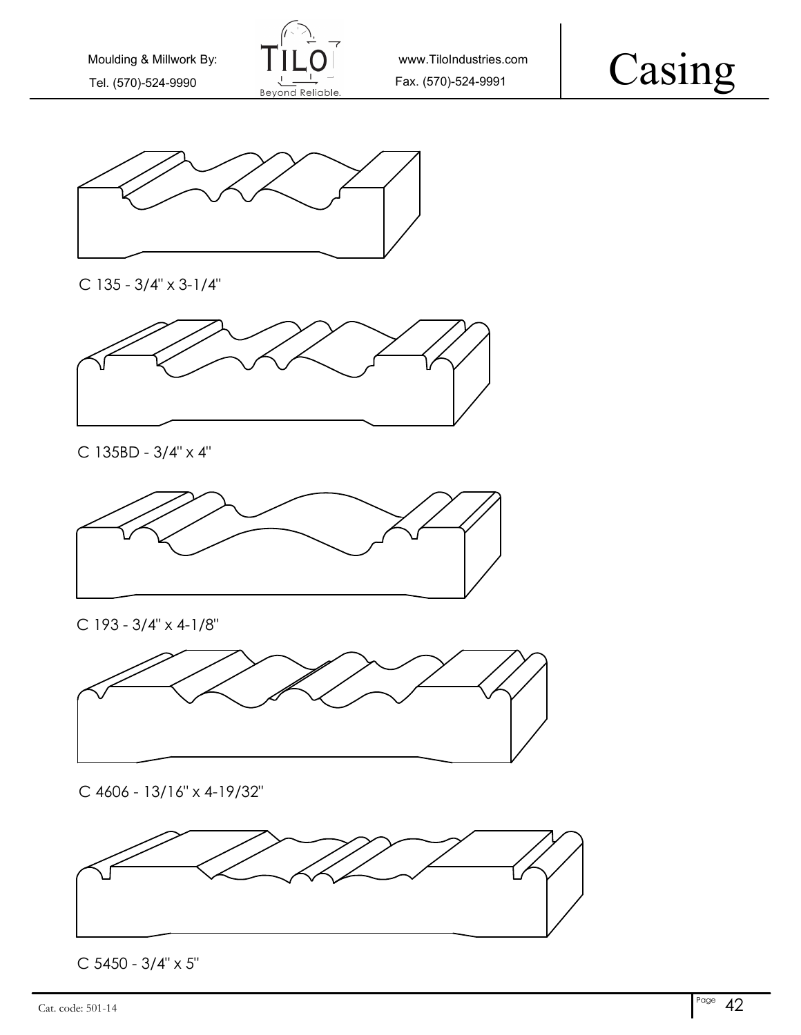# Casing

C 135 - 3/4" x 3-1/4"

C 135BD - 3/4" x 4"

C 193 - 3/4" x 4-1/8"

C 4606 - 13/16" x 4-19/32"

C 5450 - 3/4" x 5"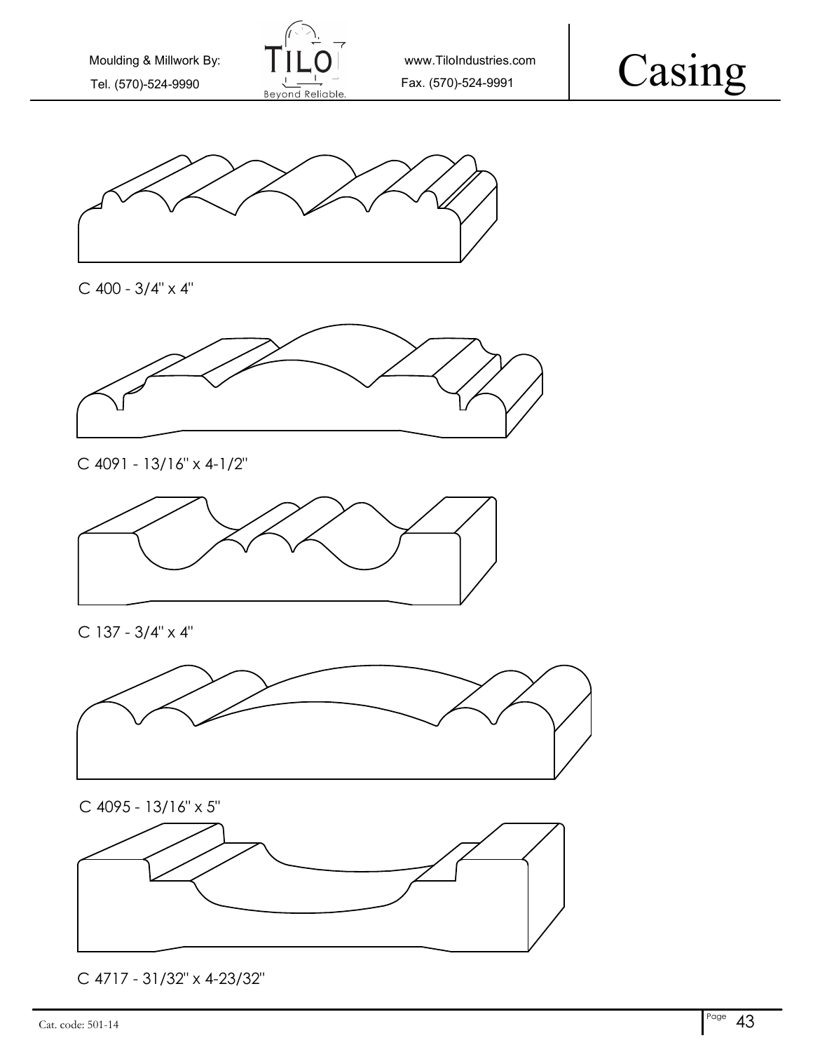Moulding & Millwork By:

Tel. (570)-524-9990

www.TiloIndustries.com

Fax. (570)-524-9991

# Casing

C 400 - 3/4" x 4"

C 4091 - 13/16" x 4-1/2"

C 137 - 3/4" x 4"

C 4095 - 13/16" x 5"

C 4717 - 31/32" x 4-23/32"

Cat. code: 501-14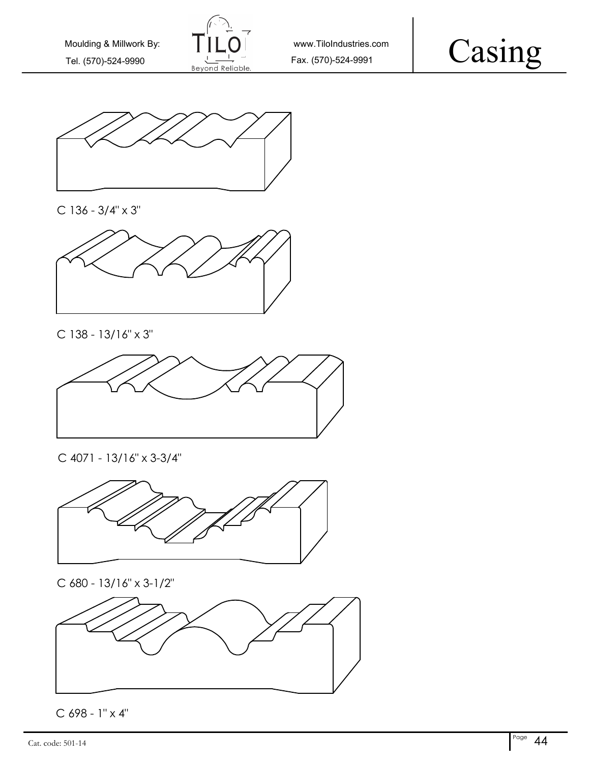# Casing

C 136 - 3/4" x 3"

C 138 - 13/16" x 3"

C 4071 - 13/16" x 3-3/4"

C 680 - 13/16" x 3-1/2"

C 698 - 1" x 4"

Cat. code: 501-14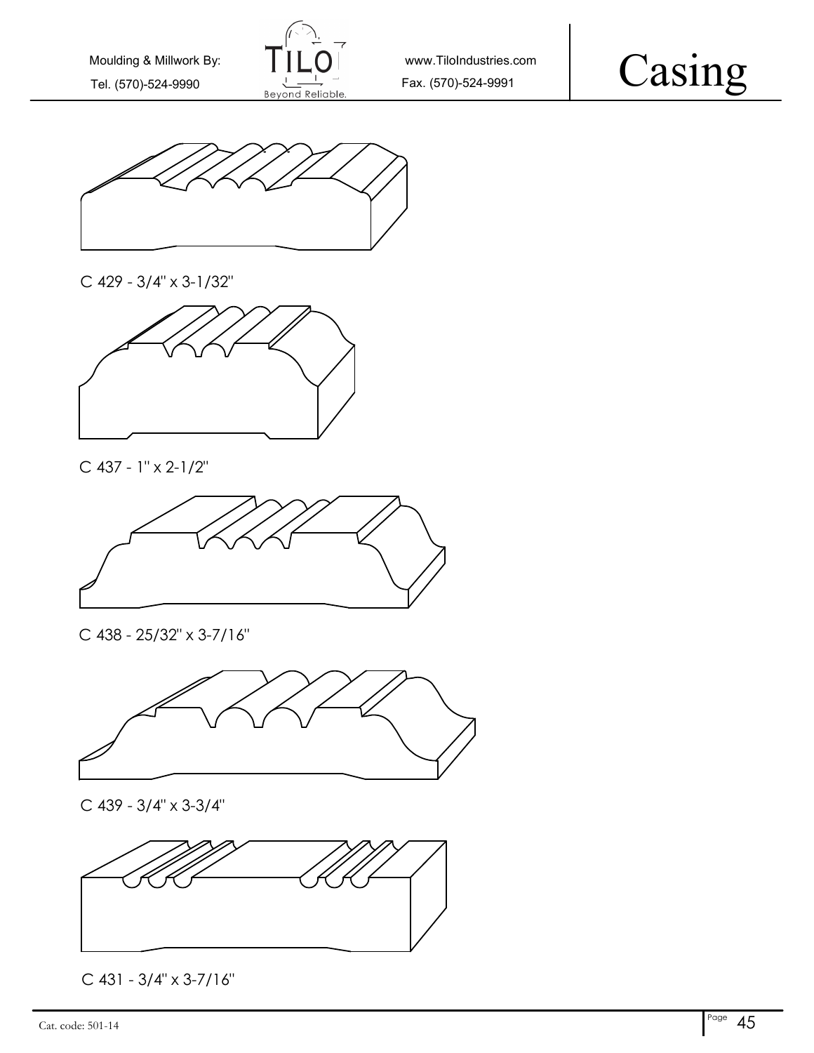# Casing

C 429 - 3/4" x 3-1/32"

C 437 - 1" x 2-1/2"

C 438 - 25/32" x 3-7/16"

C 439 - 3/4" x 3-3/4"

C 431 - 3/4" x 3-7/16"

Cat. code: 501-14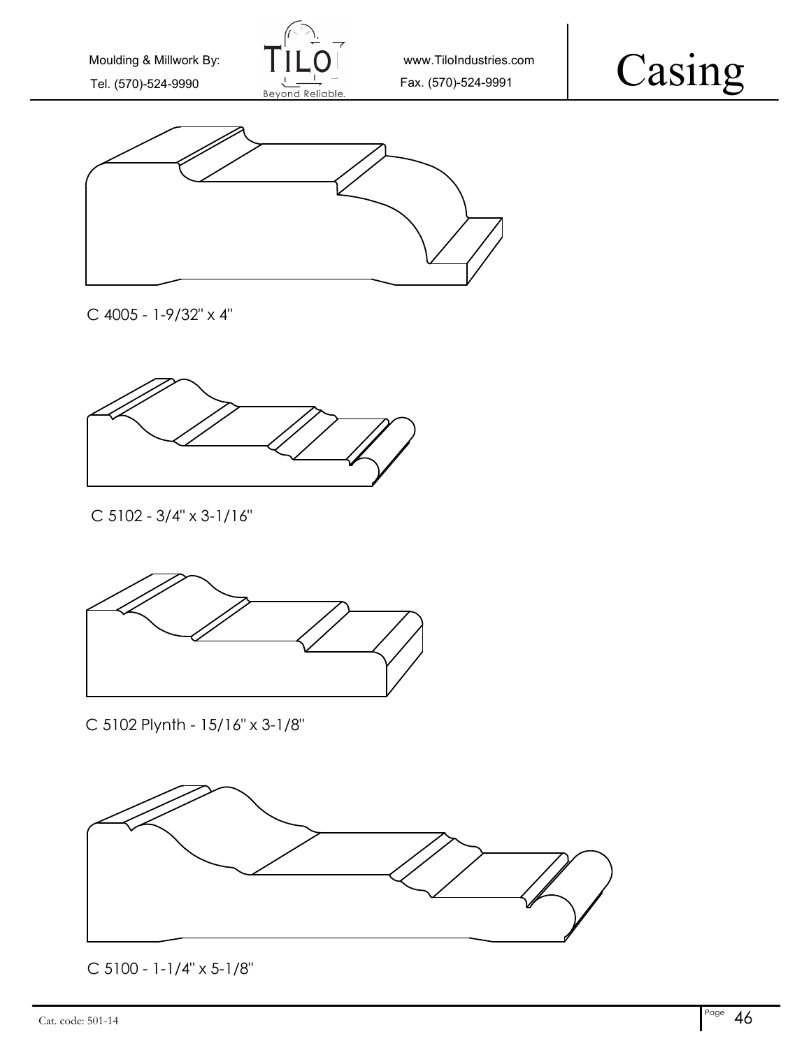Moulding & Millwork By: TILO Beyond Reliable. www.TiloIndustries.com

Tel. (570)-524-9990 Fax. (570)-524-9991

# Casing

C 4005 - 1-9/32" x 4"

C 5102 - 3/4" x 3-1/16"

C 5102 Plynth - 15/16" x 3-1/8"

C 5100 - 1-1/4" x 5-1/8"

Cat. code: 501-14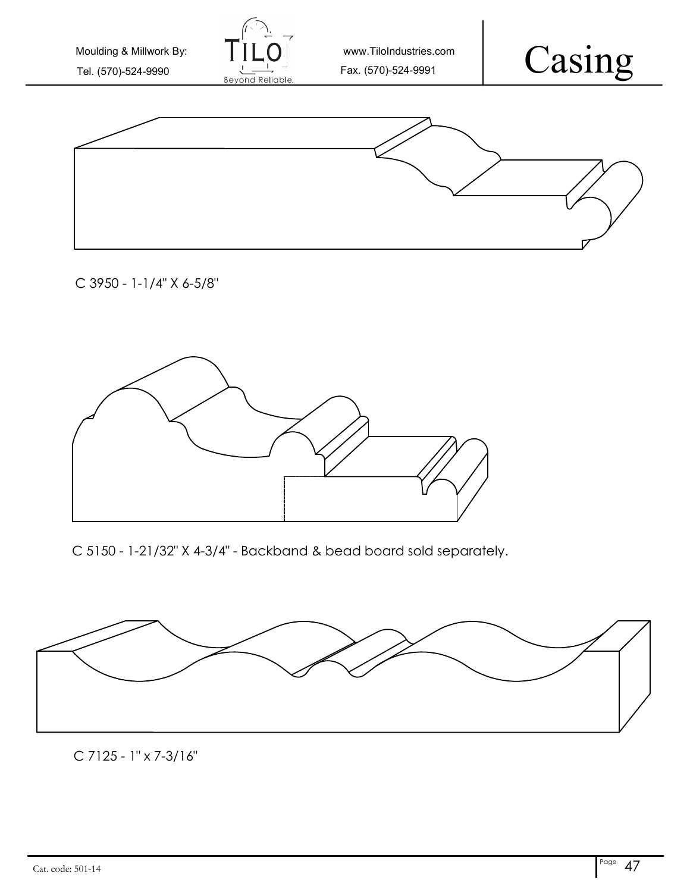# Casing

C 3950 - 1-1/4" X 6-5/8"

C 5150 - 1-21/32" X 4-3/4" - Backband & bead board sold separately.

C 7125 - 1" x 7-3/16"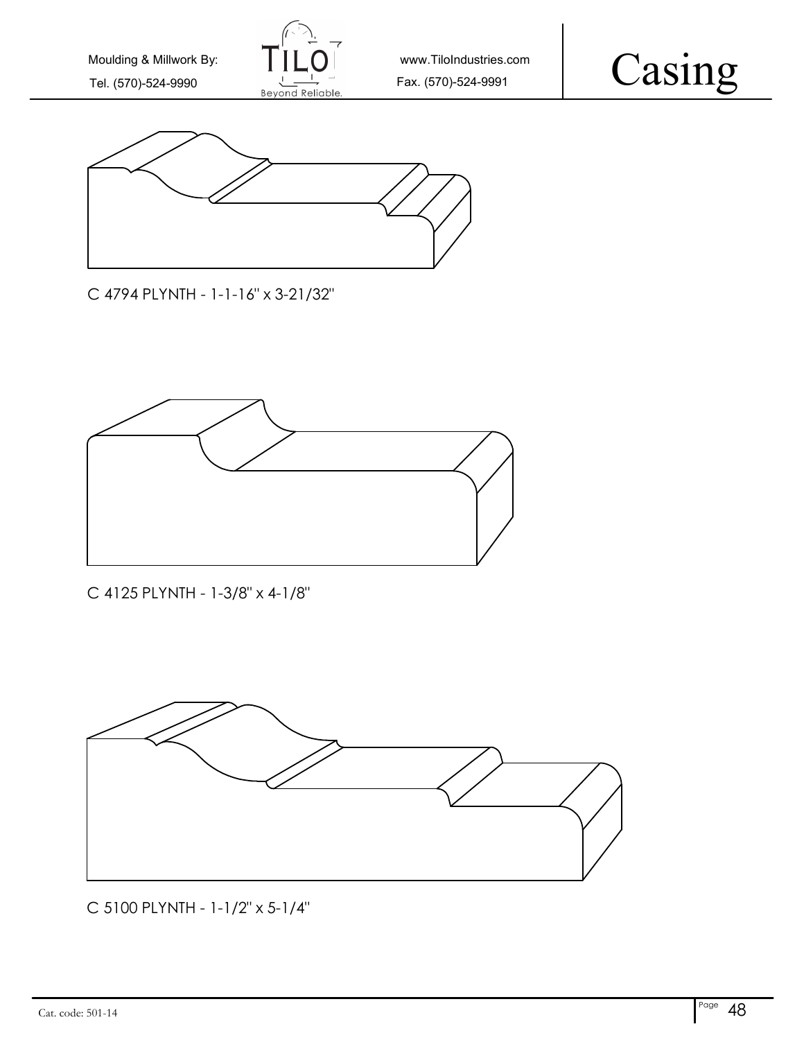# Casing

C 4794 PLYNTH - 1-1-16" x 3-21/32"

C 4125 PLYNTH - 1-3/8" x 4-1/8"

C 5100 PLYNTH - 1-1/2" x 5-1/4"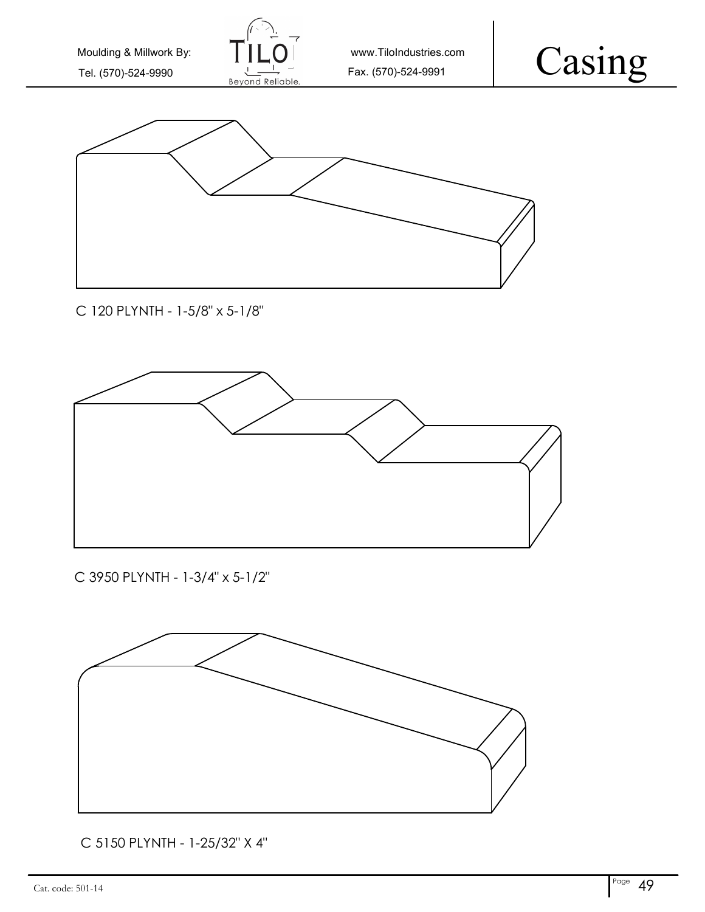# Casing

C 120 PLYNTH - 1-5/8" x 5-1/8"

C 3950 PLYNTH - 1-3/4" x 5-1/2"

C 5150 PLYNTH - 1-25/32" X 4"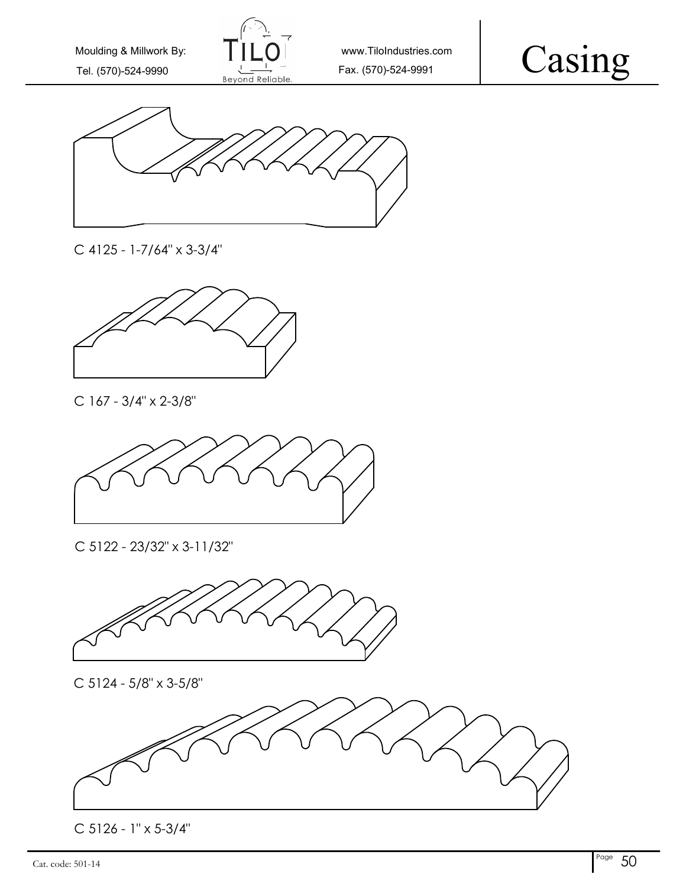# Casing

C 4125 - 1-7/64" x 3-3/4"

C 167 - 3/4" x 2-3/8"

C 5122 - 23/32" x 3-11/32"

C 5124 - 5/8" x 3-5/8"

C 5126 - 1" x 5-3/4"

Cat. code: 501-14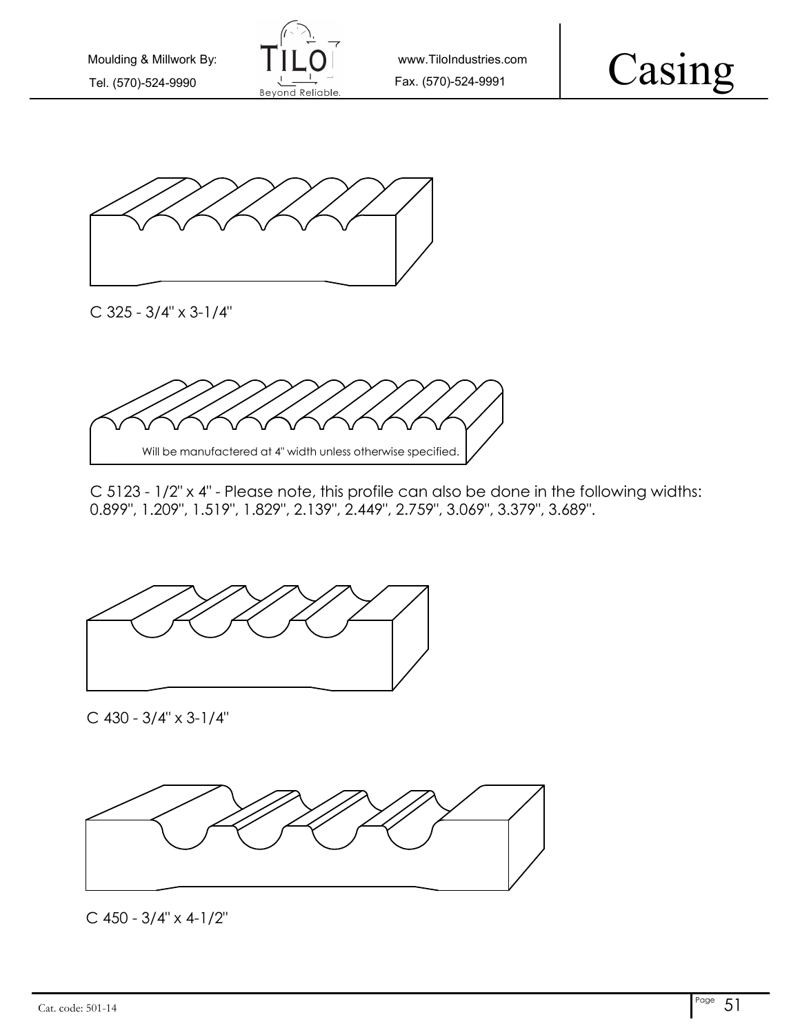# Casing

C 325 - 3/4" x 3-1/4"

Will be manufactered at 4" width unless otherwise specified.

C 5123 - 1/2" x 4" - Please note, this profile can also be done in the following widths: 0.899", 1.209", 1.519", 1.829", 2.139", 2.449", 2.759", 3.069", 3.379", 3.689".

C 430 - 3/4" x 3-1/4"

C 450 - 3/4" x 4-1/2"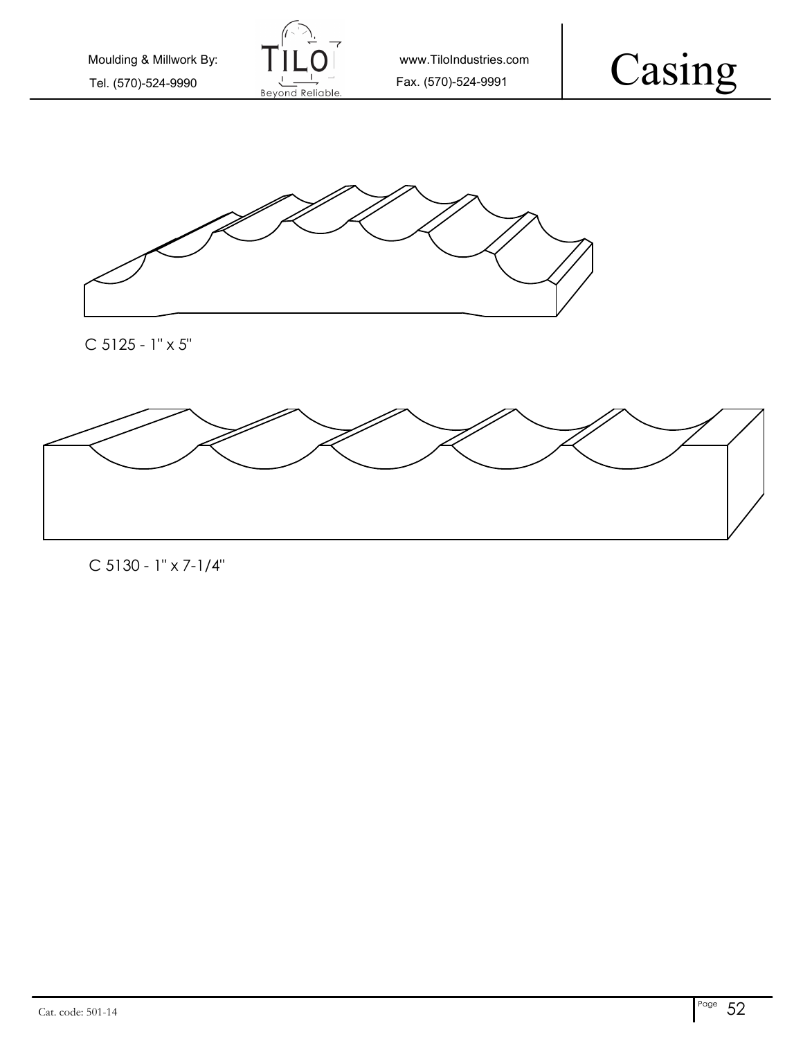# Casing

C 5125 - 1" x 5"

C 5130 - 1" x 7-1/4"